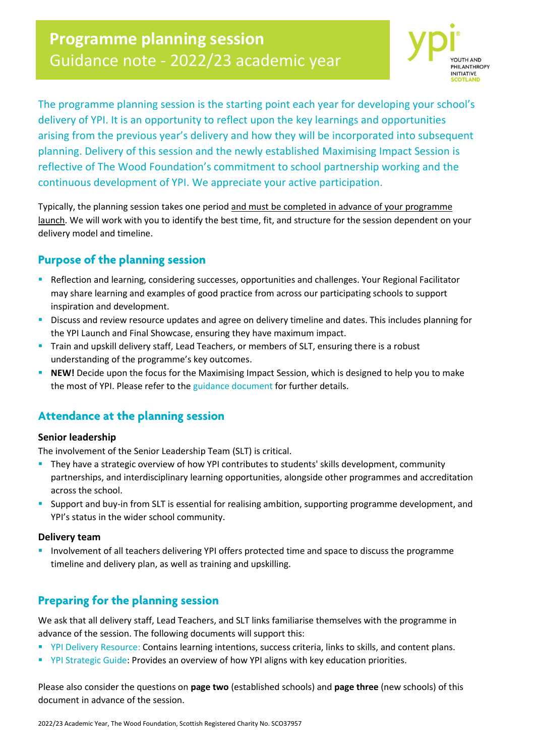# Programme planning session
## Guidance note - 2022/23 academic year

The programme planning session is the starting point each year for developing your school's delivery of YPI. It is an opportunity to reflect upon the key learnings and opportunities arising from the previous year's delivery and how they will be incorporated into subsequent planning. Delivery of this session and the newly established Maximising Impact Session is reflective of The Wood Foundation's commitment to school partnership working and the continuous development of YPI. We appreciate your active participation.

Typically, the planning session takes one period and must be completed in advance of your programme launch. We will work with you to identify the best time, fit, and structure for the session dependent on your delivery model and timeline.

## Purpose of the planning session

- Reflection and learning, considering successes, opportunities and challenges. Your Regional Facilitator may share learning and examples of good practice from across our participating schools to support inspiration and development.
- Discuss and review resource updates and agree on delivery timeline and dates. This includes planning for the YPI Launch and Final Showcase, ensuring they have maximum impact.
- Train and upskill delivery staff, Lead Teachers, or members of SLT, ensuring there is a robust understanding of the programme's key outcomes.
- **NEW!** Decide upon the focus for the Maximising Impact Session, which is designed to help you to make the most of YPI. Please refer to the guidance document for further details.

## Attendance at the planning session

**Senior leadership**

The involvement of the Senior Leadership Team (SLT) is critical.

- They have a strategic overview of how YPI contributes to students' skills development, community partnerships, and interdisciplinary learning opportunities, alongside other programmes and accreditation across the school.
- Support and buy-in from SLT is essential for realising ambition, supporting programme development, and YPI's status in the wider school community.

**Delivery team**

- Involvement of all teachers delivering YPI offers protected time and space to discuss the programme timeline and delivery plan, as well as training and upskilling.

## Preparing for the planning session

We ask that all delivery staff, Lead Teachers, and SLT links familiarise themselves with the programme in advance of the session. The following documents will support this:

- YPI Delivery Resource: Contains learning intentions, success criteria, links to skills, and content plans.
- YPI Strategic Guide: Provides an overview of how YPI aligns with key education priorities.

Please also consider the questions on **page two** (established schools) and **page three** (new schools) of this document in advance of the session.

2022/23 Academic Year, The Wood Foundation, Scottish Registered Charity No. SCO37957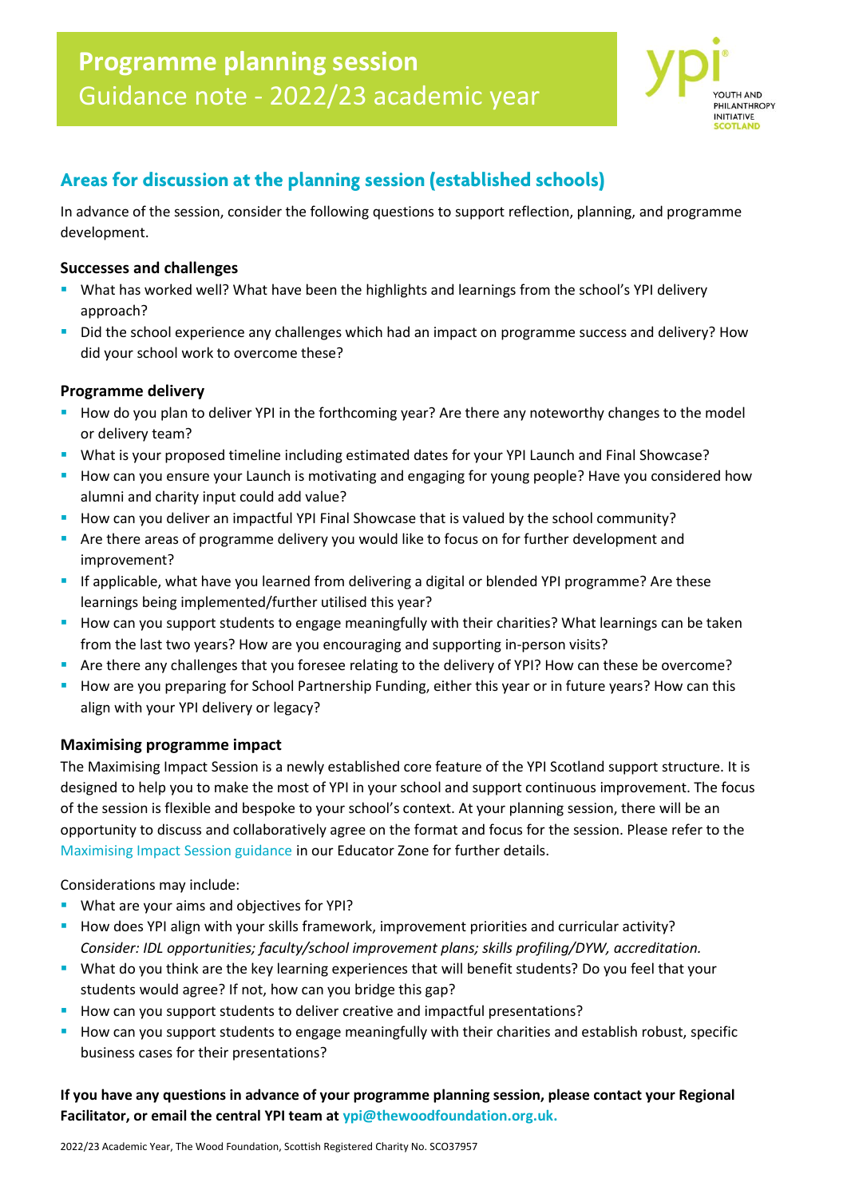# Programme planning session
Guidance note - 2022/23 academic year

## Areas for discussion at the planning session (established schools)

In advance of the session, consider the following questions to support reflection, planning, and programme development.

### Successes and challenges

- What has worked well? What have been the highlights and learnings from the school's YPI delivery approach?
- Did the school experience any challenges which had an impact on programme success and delivery? How did your school work to overcome these?

### Programme delivery

- How do you plan to deliver YPI in the forthcoming year? Are there any noteworthy changes to the model or delivery team?
- What is your proposed timeline including estimated dates for your YPI Launch and Final Showcase?
- How can you ensure your Launch is motivating and engaging for young people? Have you considered how alumni and charity input could add value?
- How can you deliver an impactful YPI Final Showcase that is valued by the school community?
- Are there areas of programme delivery you would like to focus on for further development and improvement?
- If applicable, what have you learned from delivering a digital or blended YPI programme? Are these learnings being implemented/further utilised this year?
- How can you support students to engage meaningfully with their charities? What learnings can be taken from the last two years? How are you encouraging and supporting in-person visits?
- Are there any challenges that you foresee relating to the delivery of YPI? How can these be overcome?
- How are you preparing for School Partnership Funding, either this year or in future years? How can this align with your YPI delivery or legacy?

### Maximising programme impact

The Maximising Impact Session is a newly established core feature of the YPI Scotland support structure. It is designed to help you to make the most of YPI in your school and support continuous improvement. The focus of the session is flexible and bespoke to your school's context. At your planning session, there will be an opportunity to discuss and collaboratively agree on the format and focus for the session. Please refer to the Maximising Impact Session guidance in our Educator Zone for further details.

Considerations may include:

- What are your aims and objectives for YPI?
- How does YPI align with your skills framework, improvement priorities and curricular activity?
  *Consider: IDL opportunities; faculty/school improvement plans; skills profiling/DYW, accreditation.*
- What do you think are the key learning experiences that will benefit students? Do you feel that your students would agree? If not, how can you bridge this gap?
- How can you support students to deliver creative and impactful presentations?
- How can you support students to engage meaningfully with their charities and establish robust, specific business cases for their presentations?

**If you have any questions in advance of your programme planning session, please contact your Regional Facilitator, or email the central YPI team at ypi@thewoodfoundation.org.uk.**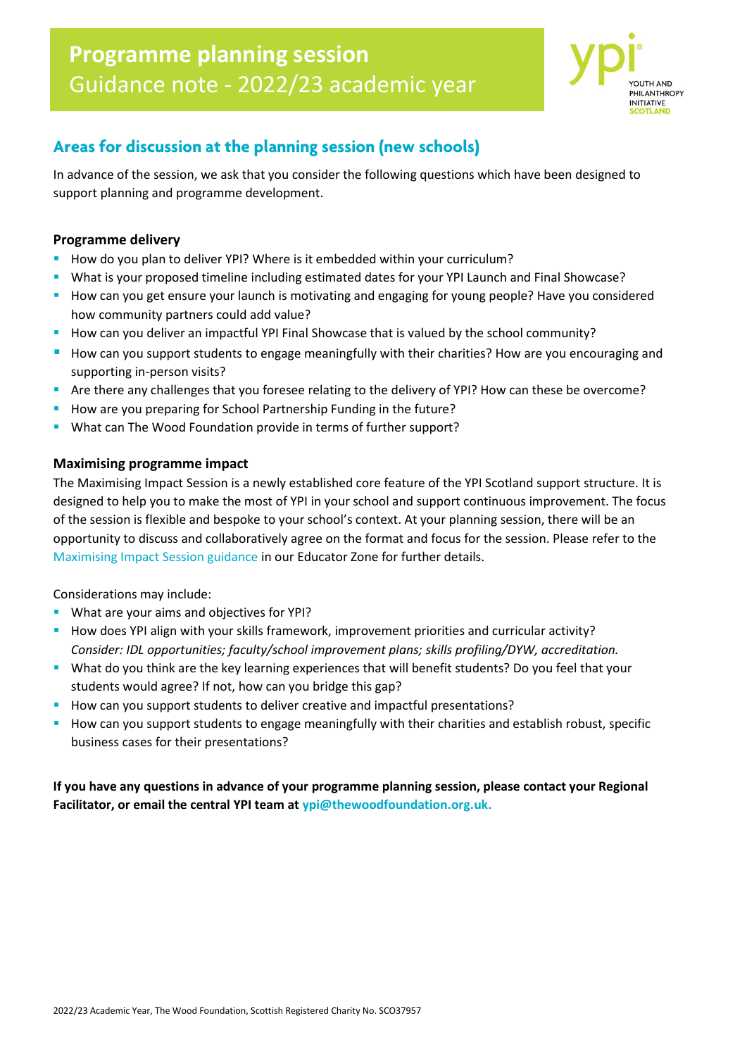# Programme planning session
Guidance note - 2022/23 academic year

YOUTH AND PHILANTHROPY INITIATIVE SCOTLAND

## Areas for discussion at the planning session (new schools)

In advance of the session, we ask that you consider the following questions which have been designed to support planning and programme development.

### Programme delivery

- How do you plan to deliver YPI? Where is it embedded within your curriculum?
- What is your proposed timeline including estimated dates for your YPI Launch and Final Showcase?
- How can you get ensure your launch is motivating and engaging for young people? Have you considered how community partners could add value?
- How can you deliver an impactful YPI Final Showcase that is valued by the school community?
- How can you support students to engage meaningfully with their charities? How are you encouraging and supporting in-person visits?
- Are there any challenges that you foresee relating to the delivery of YPI? How can these be overcome?
- How are you preparing for School Partnership Funding in the future?
- What can The Wood Foundation provide in terms of further support?

### Maximising programme impact

The Maximising Impact Session is a newly established core feature of the YPI Scotland support structure. It is designed to help you to make the most of YPI in your school and support continuous improvement. The focus of the session is flexible and bespoke to your school's context. At your planning session, there will be an opportunity to discuss and collaboratively agree on the format and focus for the session. Please refer to the Maximising Impact Session guidance in our Educator Zone for further details.

Considerations may include:

- What are your aims and objectives for YPI?
- How does YPI align with your skills framework, improvement priorities and curricular activity?
  *Consider: IDL opportunities; faculty/school improvement plans; skills profiling/DYW, accreditation.*
- What do you think are the key learning experiences that will benefit students? Do you feel that your students would agree? If not, how can you bridge this gap?
- How can you support students to deliver creative and impactful presentations?
- How can you support students to engage meaningfully with their charities and establish robust, specific business cases for their presentations?

**If you have any questions in advance of your programme planning session, please contact your Regional Facilitator, or email the central YPI team at ypi@thewoodfoundation.org.uk.**

2022/23 Academic Year, The Wood Foundation, Scottish Registered Charity No. SCO37957